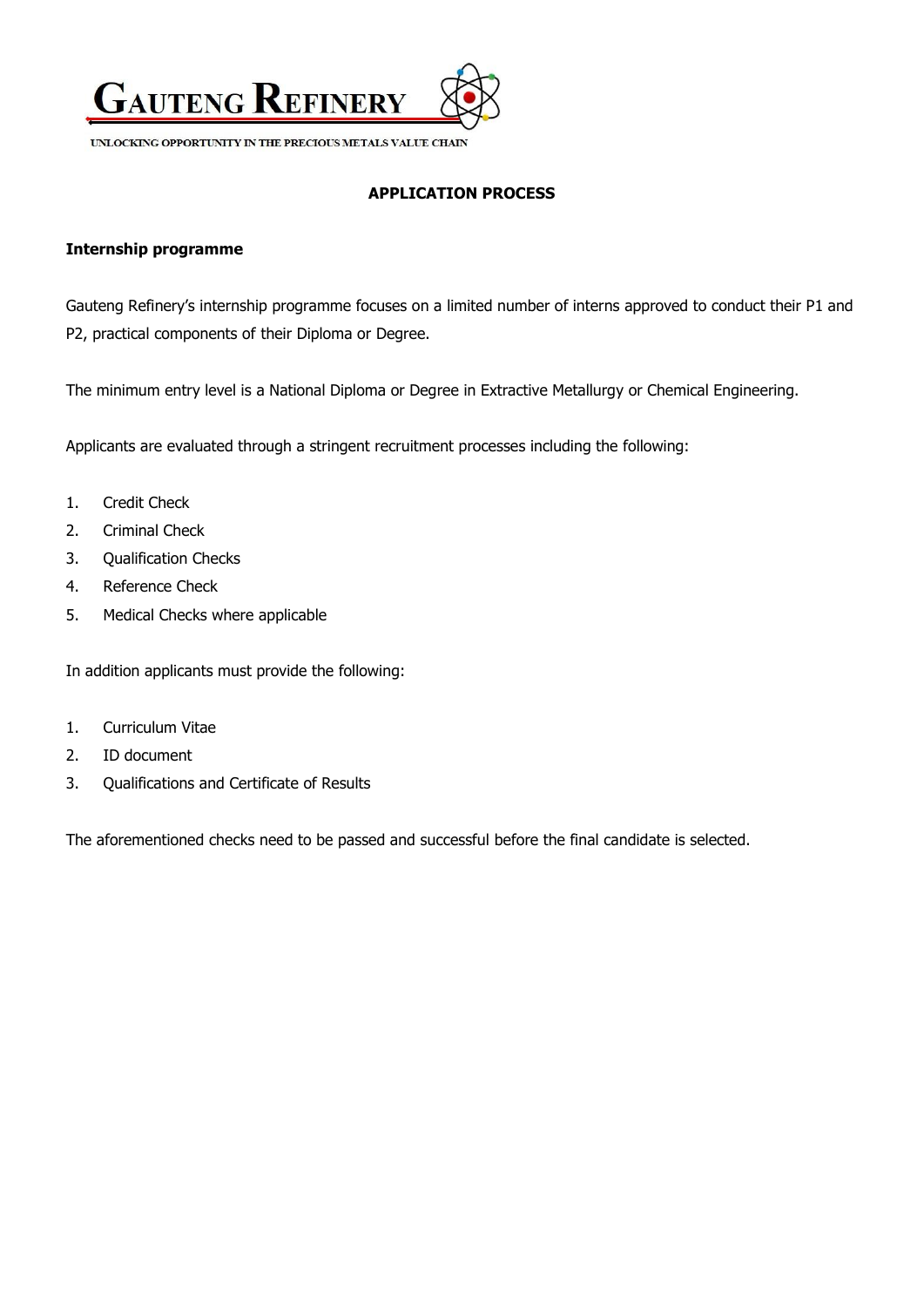# GAUTENG REFINERY

UNLOCKING OPPORTUNITY IN THE PRECIOUS METALS VALUE CHAIN

## APPLICATION PROCESS

### Internship programme

Gauteng Refinery's internship programme focuses on a limited number of interns approved to conduct their P1 and P2, practical components of their Diploma or Degree.

The minimum entry level is a National Diploma or Degree in Extractive Metallurgy or Chemical Engineering.

Applicants are evaluated through a stringent recruitment processes including the following:

1. Credit Check
2. Criminal Check
3. Qualification Checks
4. Reference Check
5. Medical Checks where applicable

In addition applicants must provide the following:

1. Curriculum Vitae
2. ID document
3. Qualifications and Certificate of Results

The aforementioned checks need to be passed and successful before the final candidate is selected.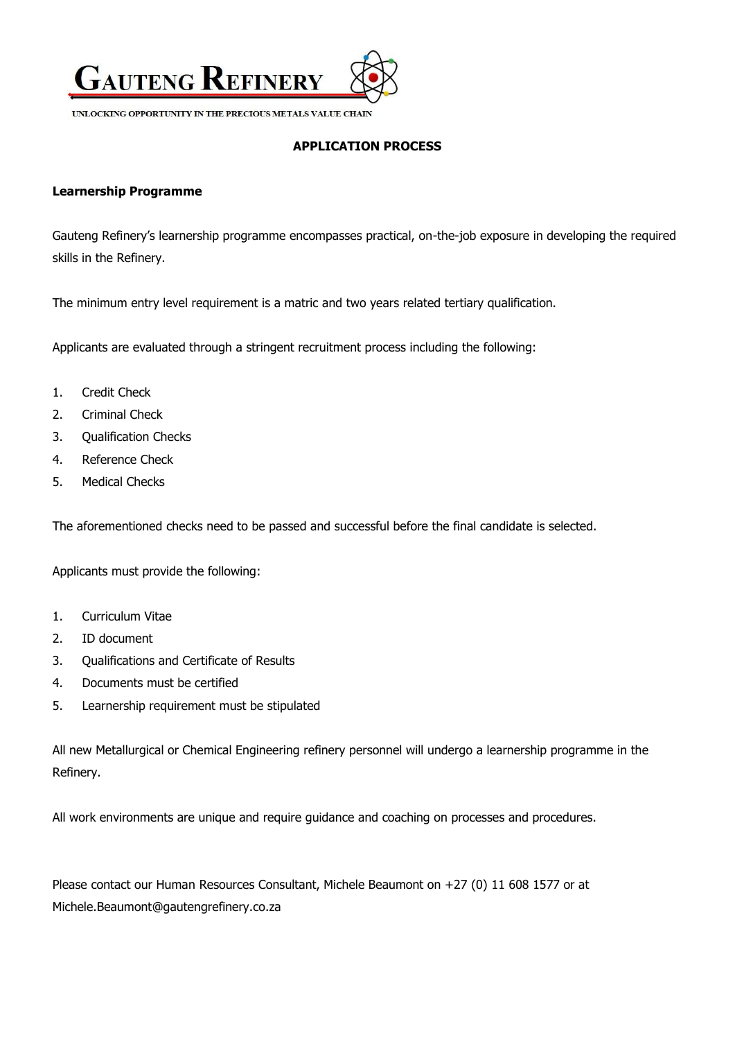# GAUTENG REFINERY

UNLOCKING OPPORTUNITY IN THE PRECIOUS METALS VALUE CHAIN

## APPLICATION PROCESS

### Learnership Programme

Gauteng Refinery's learnership programme encompasses practical, on-the-job exposure in developing the required skills in the Refinery.

The minimum entry level requirement is a matric and two years related tertiary qualification.

Applicants are evaluated through a stringent recruitment process including the following:

1. Credit Check
2. Criminal Check
3. Qualification Checks
4. Reference Check
5. Medical Checks

The aforementioned checks need to be passed and successful before the final candidate is selected.

Applicants must provide the following:

1. Curriculum Vitae
2. ID document
3. Qualifications and Certificate of Results
4. Documents must be certified
5. Learnership requirement must be stipulated

All new Metallurgical or Chemical Engineering refinery personnel will undergo a learnership programme in the Refinery.

All work environments are unique and require guidance and coaching on processes and procedures.

Please contact our Human Resources Consultant, Michele Beaumont on +27 (0) 11 608 1577 or at Michele.Beaumont@gautengrefinery.co.za